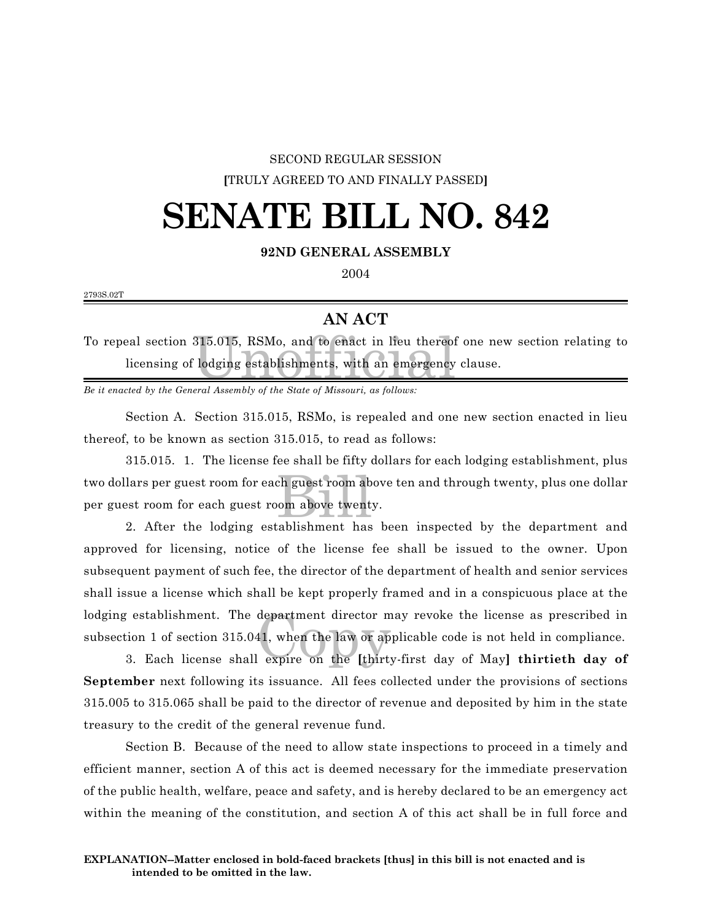SECOND REGULAR SESSION

[TRULY AGREED TO AND FINALLY PASSED]

# SENATE BILL NO. 842

**92ND GENERAL ASSEMBLY**

2004

2793S.02T

## AN ACT

To repeal section 315.015, RSMo, and to enact in lieu thereof one new section relating to licensing of lodging establishments, with an emergency clause.

*Be it enacted by the General Assembly of the State of Missouri, as follows:*

Section A. Section 315.015, RSMo, is repealed and one new section enacted in lieu thereof, to be known as section 315.015, to read as follows:

315.015. 1. The license fee shall be fifty dollars for each lodging establishment, plus two dollars per guest room for each guest room above ten and through twenty, plus one dollar per guest room for each guest room above twenty.

2. After the lodging establishment has been inspected by the department and approved for licensing, notice of the license fee shall be issued to the owner. Upon subsequent payment of such fee, the director of the department of health and senior services shall issue a license which shall be kept properly framed and in a conspicuous place at the lodging establishment. The department director may revoke the license as prescribed in subsection 1 of section 315.041, when the law or applicable code is not held in compliance.

3. Each license shall expire on the **[**thirty-first day of May**]** **thirtieth day of September** next following its issuance. All fees collected under the provisions of sections 315.005 to 315.065 shall be paid to the director of revenue and deposited by him in the state treasury to the credit of the general revenue fund.

Section B. Because of the need to allow state inspections to proceed in a timely and efficient manner, section A of this act is deemed necessary for the immediate preservation of the public health, welfare, peace and safety, and is hereby declared to be an emergency act within the meaning of the constitution, and section A of this act shall be in full force and

**EXPLANATION--Matter enclosed in bold-faced brackets [thus] in this bill is not enacted and is intended to be omitted in the law.**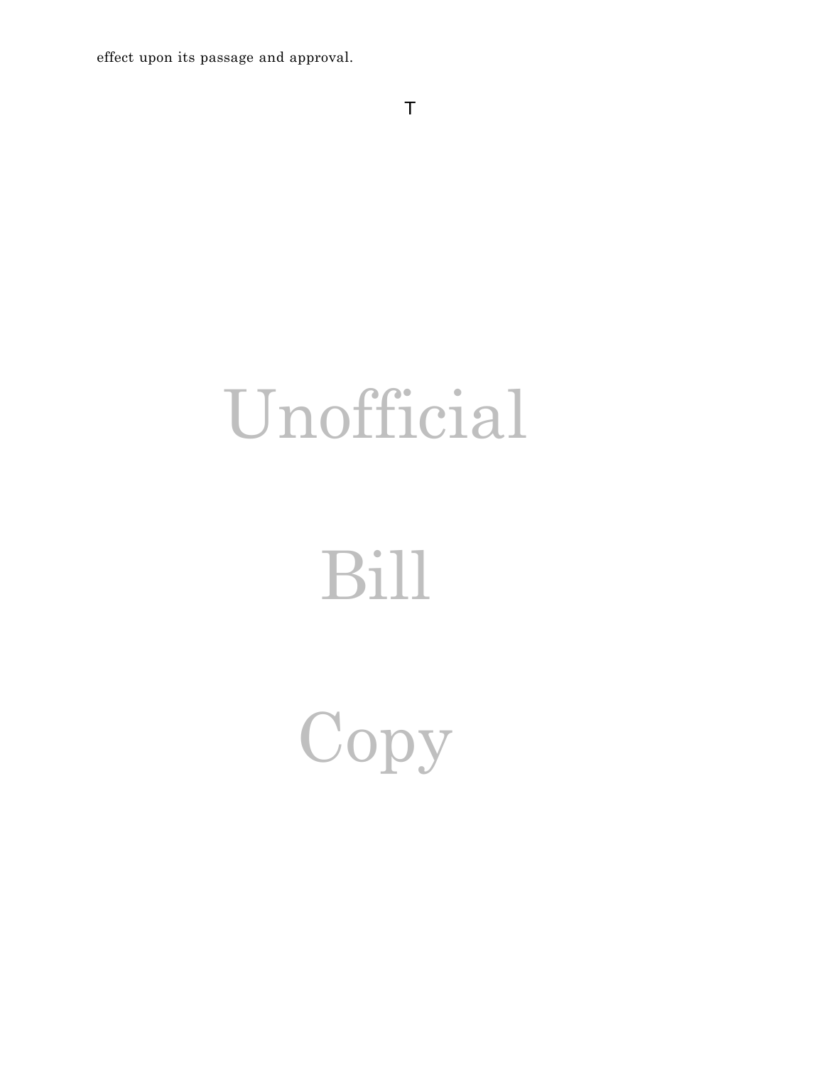effect upon its passage and approval.

T